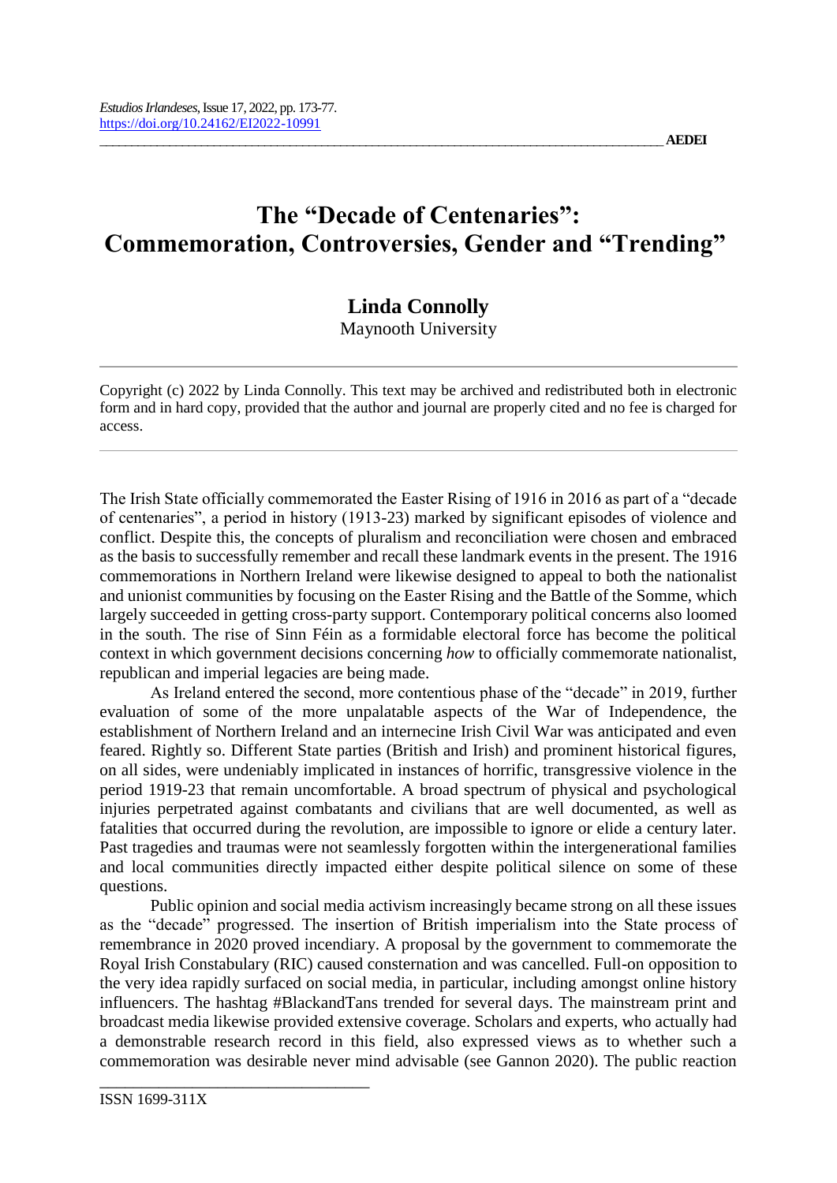# The "Decade of Centenaries": Commemoration, Controversies, Gender and "Trending"

**Linda Connolly**

Maynooth University

---

Copyright (c) 2022 by Linda Connolly. This text may be archived and redistributed both in electronic form and in hard copy, provided that the author and journal are properly cited and no fee is charged for access.

---

The Irish State officially commemorated the Easter Rising of 1916 in 2016 as part of a "decade of centenaries", a period in history (1913-23) marked by significant episodes of violence and conflict. Despite this, the concepts of pluralism and reconciliation were chosen and embraced as the basis to successfully remember and recall these landmark events in the present. The 1916 commemorations in Northern Ireland were likewise designed to appeal to both the nationalist and unionist communities by focusing on the Easter Rising and the Battle of the Somme, which largely succeeded in getting cross-party support. Contemporary political concerns also loomed in the south. The rise of Sinn Féin as a formidable electoral force has become the political context in which government decisions concerning *how* to officially commemorate nationalist, republican and imperial legacies are being made.

As Ireland entered the second, more contentious phase of the "decade" in 2019, further evaluation of some of the more unpalatable aspects of the War of Independence, the establishment of Northern Ireland and an internecine Irish Civil War was anticipated and even feared. Rightly so. Different State parties (British and Irish) and prominent historical figures, on all sides, were undeniably implicated in instances of horrific, transgressive violence in the period 1919-23 that remain uncomfortable. A broad spectrum of physical and psychological injuries perpetrated against combatants and civilians that are well documented, as well as fatalities that occurred during the revolution, are impossible to ignore or elide a century later. Past tragedies and traumas were not seamlessly forgotten within the intergenerational families and local communities directly impacted either despite political silence on some of these questions.

Public opinion and social media activism increasingly became strong on all these issues as the "decade" progressed. The insertion of British imperialism into the State process of remembrance in 2020 proved incendiary. A proposal by the government to commemorate the Royal Irish Constabulary (RIC) caused consternation and was cancelled. Full-on opposition to the very idea rapidly surfaced on social media, in particular, including amongst online history influencers. The hashtag #BlackandTans trended for several days. The mainstream print and broadcast media likewise provided extensive coverage. Scholars and experts, who actually had a demonstrable research record in this field, also expressed views as to whether such a commemoration was desirable never mind advisable (see Gannon 2020). The public reaction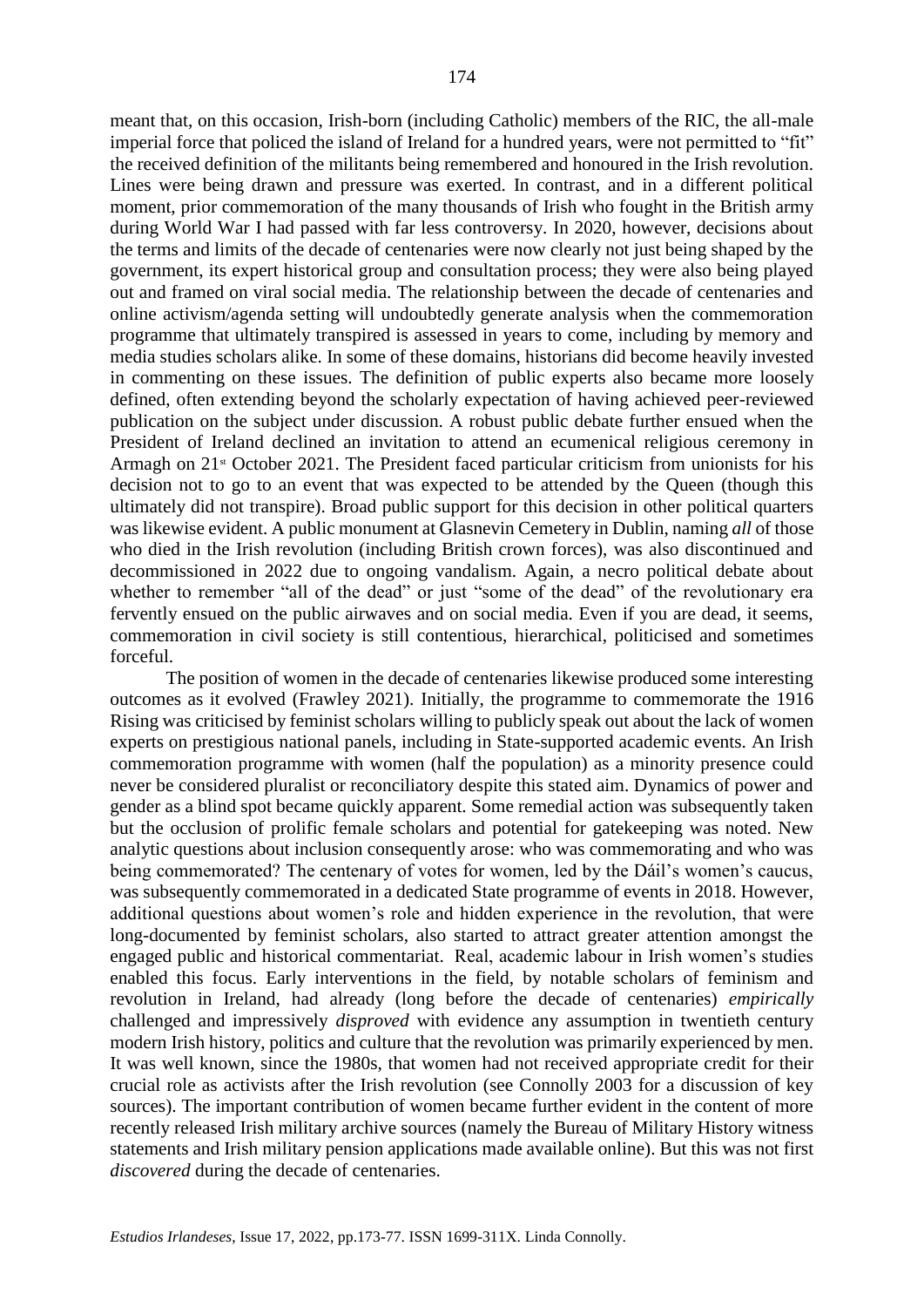meant that, on this occasion, Irish-born (including Catholic) members of the RIC, the all-male imperial force that policed the island of Ireland for a hundred years, were not permitted to "fit" the received definition of the militants being remembered and honoured in the Irish revolution. Lines were being drawn and pressure was exerted. In contrast, and in a different political moment, prior commemoration of the many thousands of Irish who fought in the British army during World War I had passed with far less controversy. In 2020, however, decisions about the terms and limits of the decade of centenaries were now clearly not just being shaped by the government, its expert historical group and consultation process; they were also being played out and framed on viral social media. The relationship between the decade of centenaries and online activism/agenda setting will undoubtedly generate analysis when the commemoration programme that ultimately transpired is assessed in years to come, including by memory and media studies scholars alike. In some of these domains, historians did become heavily invested in commenting on these issues. The definition of public experts also became more loosely defined, often extending beyond the scholarly expectation of having achieved peer-reviewed publication on the subject under discussion. A robust public debate further ensued when the President of Ireland declined an invitation to attend an ecumenical religious ceremony in Armagh on 21st October 2021. The President faced particular criticism from unionists for his decision not to go to an event that was expected to be attended by the Queen (though this ultimately did not transpire). Broad public support for this decision in other political quarters was likewise evident. A public monument at Glasnevin Cemetery in Dublin, naming *all* of those who died in the Irish revolution (including British crown forces), was also discontinued and decommissioned in 2022 due to ongoing vandalism. Again, a necro political debate about whether to remember "all of the dead" or just "some of the dead" of the revolutionary era fervently ensued on the public airwaves and on social media. Even if you are dead, it seems, commemoration in civil society is still contentious, hierarchical, politicised and sometimes forceful.

The position of women in the decade of centenaries likewise produced some interesting outcomes as it evolved (Frawley 2021). Initially, the programme to commemorate the 1916 Rising was criticised by feminist scholars willing to publicly speak out about the lack of women experts on prestigious national panels, including in State-supported academic events. An Irish commemoration programme with women (half the population) as a minority presence could never be considered pluralist or reconciliatory despite this stated aim. Dynamics of power and gender as a blind spot became quickly apparent. Some remedial action was subsequently taken but the occlusion of prolific female scholars and potential for gatekeeping was noted. New analytic questions about inclusion consequently arose: who was commemorating and who was being commemorated? The centenary of votes for women, led by the Dáil's women's caucus, was subsequently commemorated in a dedicated State programme of events in 2018. However, additional questions about women's role and hidden experience in the revolution, that were long-documented by feminist scholars, also started to attract greater attention amongst the engaged public and historical commentariat. Real, academic labour in Irish women's studies enabled this focus. Early interventions in the field, by notable scholars of feminism and revolution in Ireland, had already (long before the decade of centenaries) *empirically* challenged and impressively *disproved* with evidence any assumption in twentieth century modern Irish history, politics and culture that the revolution was primarily experienced by men. It was well known, since the 1980s, that women had not received appropriate credit for their crucial role as activists after the Irish revolution (see Connolly 2003 for a discussion of key sources). The important contribution of women became further evident in the content of more recently released Irish military archive sources (namely the Bureau of Military History witness statements and Irish military pension applications made available online). But this was not first *discovered* during the decade of centenaries.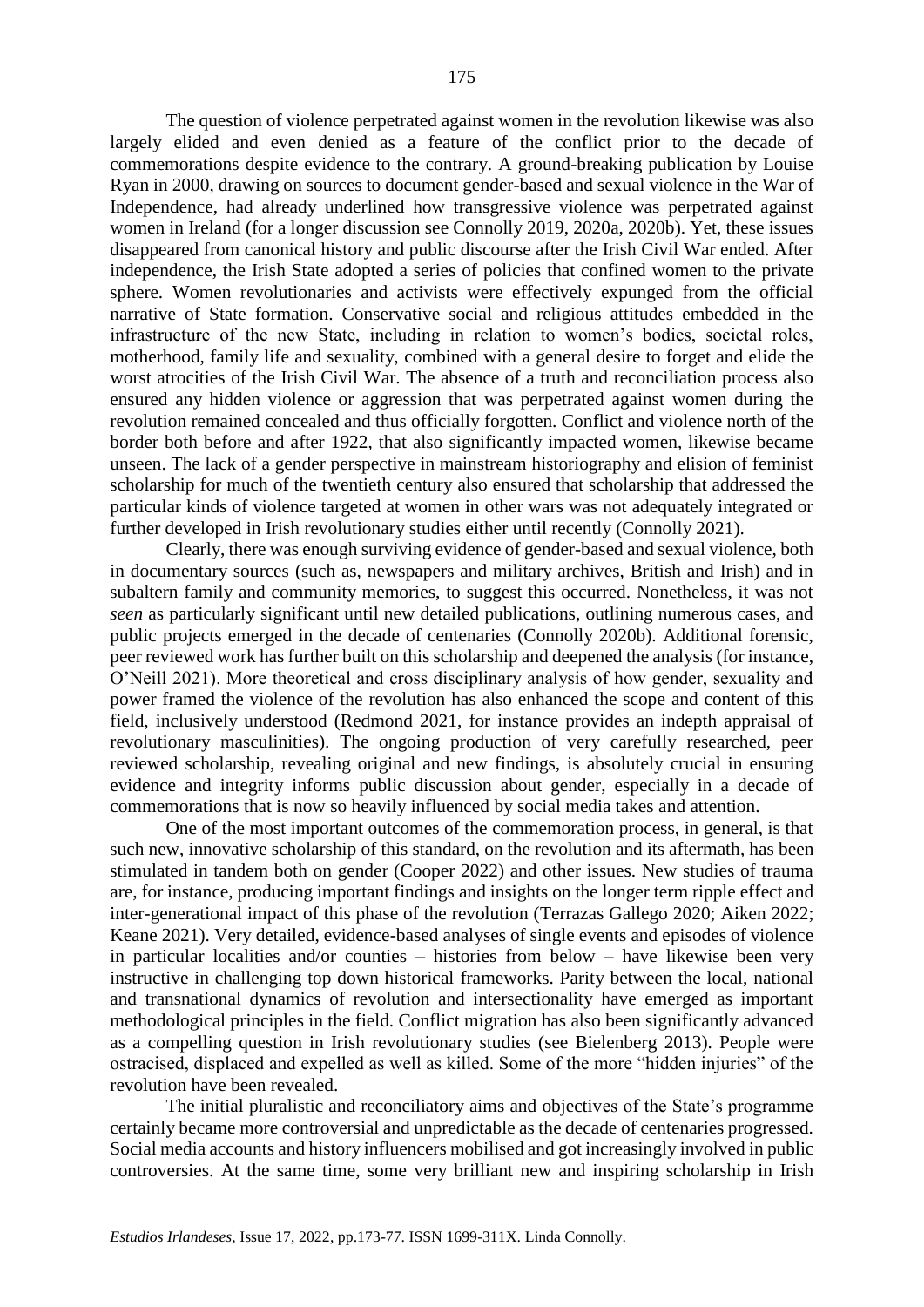The question of violence perpetrated against women in the revolution likewise was also largely elided and even denied as a feature of the conflict prior to the decade of commemorations despite evidence to the contrary. A ground-breaking publication by Louise Ryan in 2000, drawing on sources to document gender-based and sexual violence in the War of Independence, had already underlined how transgressive violence was perpetrated against women in Ireland (for a longer discussion see Connolly 2019, 2020a, 2020b). Yet, these issues disappeared from canonical history and public discourse after the Irish Civil War ended. After independence, the Irish State adopted a series of policies that confined women to the private sphere. Women revolutionaries and activists were effectively expunged from the official narrative of State formation. Conservative social and religious attitudes embedded in the infrastructure of the new State, including in relation to women's bodies, societal roles, motherhood, family life and sexuality, combined with a general desire to forget and elide the worst atrocities of the Irish Civil War. The absence of a truth and reconciliation process also ensured any hidden violence or aggression that was perpetrated against women during the revolution remained concealed and thus officially forgotten. Conflict and violence north of the border both before and after 1922, that also significantly impacted women, likewise became unseen. The lack of a gender perspective in mainstream historiography and elision of feminist scholarship for much of the twentieth century also ensured that scholarship that addressed the particular kinds of violence targeted at women in other wars was not adequately integrated or further developed in Irish revolutionary studies either until recently (Connolly 2021).

Clearly, there was enough surviving evidence of gender-based and sexual violence, both in documentary sources (such as, newspapers and military archives, British and Irish) and in subaltern family and community memories, to suggest this occurred. Nonetheless, it was not *seen* as particularly significant until new detailed publications, outlining numerous cases, and public projects emerged in the decade of centenaries (Connolly 2020b). Additional forensic, peer reviewed work has further built on this scholarship and deepened the analysis (for instance, O'Neill 2021). More theoretical and cross disciplinary analysis of how gender, sexuality and power framed the violence of the revolution has also enhanced the scope and content of this field, inclusively understood (Redmond 2021, for instance provides an indepth appraisal of revolutionary masculinities). The ongoing production of very carefully researched, peer reviewed scholarship, revealing original and new findings, is absolutely crucial in ensuring evidence and integrity informs public discussion about gender, especially in a decade of commemorations that is now so heavily influenced by social media takes and attention.

One of the most important outcomes of the commemoration process, in general, is that such new, innovative scholarship of this standard, on the revolution and its aftermath, has been stimulated in tandem both on gender (Cooper 2022) and other issues. New studies of trauma are, for instance, producing important findings and insights on the longer term ripple effect and inter-generational impact of this phase of the revolution (Terrazas Gallego 2020; Aiken 2022; Keane 2021). Very detailed, evidence-based analyses of single events and episodes of violence in particular localities and/or counties – histories from below – have likewise been very instructive in challenging top down historical frameworks. Parity between the local, national and transnational dynamics of revolution and intersectionality have emerged as important methodological principles in the field. Conflict migration has also been significantly advanced as a compelling question in Irish revolutionary studies (see Bielenberg 2013). People were ostracised, displaced and expelled as well as killed. Some of the more "hidden injuries" of the revolution have been revealed.

The initial pluralistic and reconciliatory aims and objectives of the State's programme certainly became more controversial and unpredictable as the decade of centenaries progressed. Social media accounts and history influencers mobilised and got increasingly involved in public controversies. At the same time, some very brilliant new and inspiring scholarship in Irish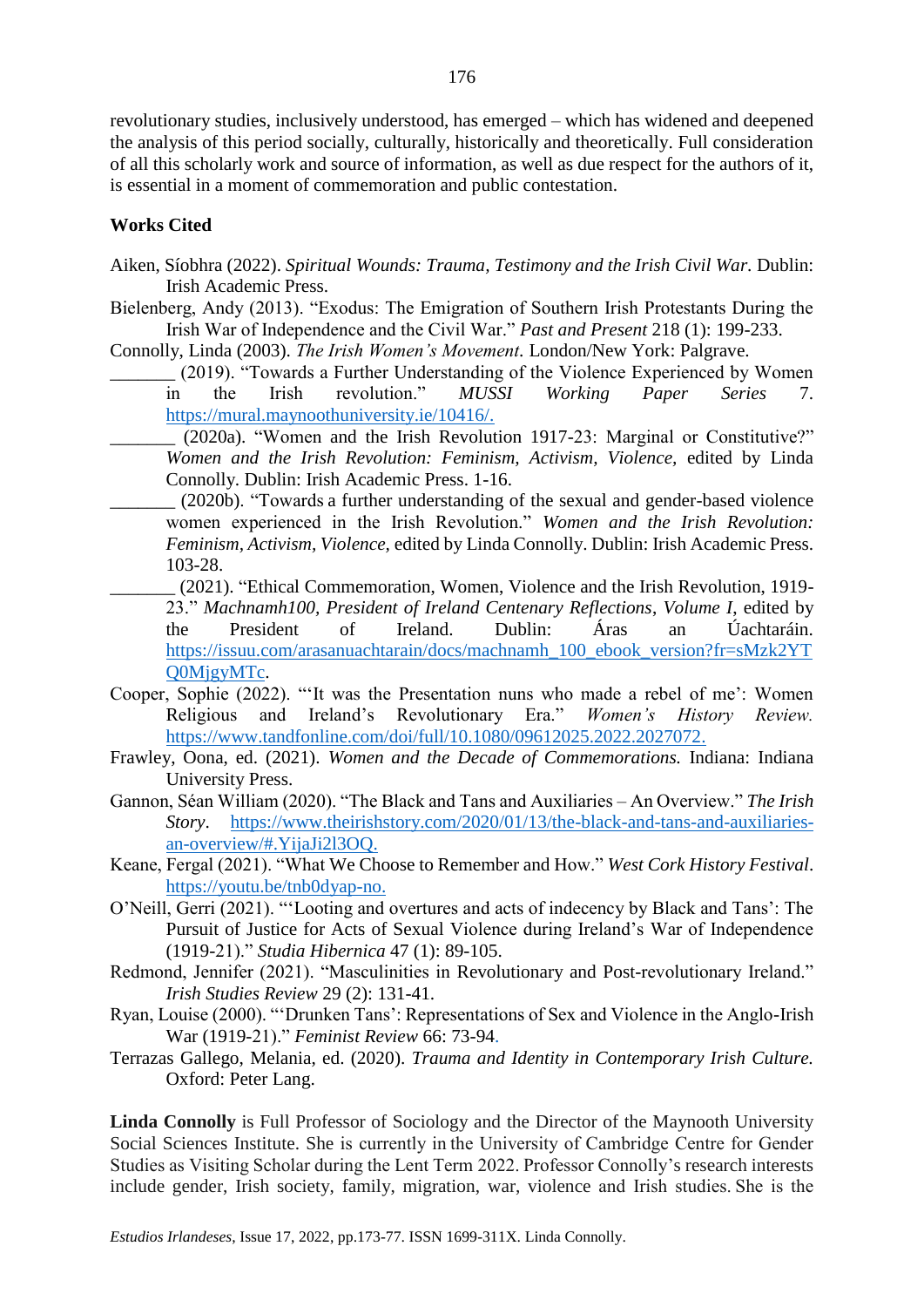revolutionary studies, inclusively understood, has emerged – which has widened and deepened the analysis of this period socially, culturally, historically and theoretically. Full consideration of all this scholarly work and source of information, as well as due respect for the authors of it, is essential in a moment of commemoration and public contestation.

**Works Cited**

Aiken, Síobhra (2022). *Spiritual Wounds: Trauma, Testimony and the Irish Civil War*. Dublin: Irish Academic Press.

Bielenberg, Andy (2013). "Exodus: The Emigration of Southern Irish Protestants During the Irish War of Independence and the Civil War." *Past and Present* 218 (1): 199-233.

Connolly, Linda (2003). *The Irish Women's Movement*. London/New York: Palgrave.

_______ (2019). "Towards a Further Understanding of the Violence Experienced by Women in the Irish revolution." *MUSSI Working Paper Series* 7. https://mural.maynoothuniversity.ie/10416/.

_______ (2020a). "Women and the Irish Revolution 1917-23: Marginal or Constitutive?" *Women and the Irish Revolution: Feminism, Activism, Violence*, edited by Linda Connolly. Dublin: Irish Academic Press. 1-16.

_______ (2020b). "Towards a further understanding of the sexual and gender-based violence women experienced in the Irish Revolution." *Women and the Irish Revolution: Feminism, Activism, Violence*, edited by Linda Connolly. Dublin: Irish Academic Press. 103-28.

_______ (2021). "Ethical Commemoration, Women, Violence and the Irish Revolution, 1919-23." *Machnamh100, President of Ireland Centenary Reflections, Volume I*, edited by the President of Ireland. Dublin: Áras an Úachtaráin. https://issuu.com/arasanuachtarain/docs/machnamh_100_ebook_version?fr=sMzk2YTQ0MjgyMTc.

Cooper, Sophie (2022). "'It was the Presentation nuns who made a rebel of me': Women Religious and Ireland's Revolutionary Era." *Women's History Review.* https://www.tandfonline.com/doi/full/10.1080/09612025.2022.2027072.

Frawley, Oona, ed. (2021). *Women and the Decade of Commemorations.* Indiana: Indiana University Press.

Gannon, Séan William (2020). "The Black and Tans and Auxiliaries – An Overview." *The Irish Story*. https://www.theirishstory.com/2020/01/13/the-black-and-tans-and-auxiliaries-an-overview/#.YijaJi2l3OQ.

Keane, Fergal (2021). "What We Choose to Remember and How." *West Cork History Festival*. https://youtu.be/tnb0dyap-no.

O'Neill, Gerri (2021). "'Looting and overtures and acts of indecency by Black and Tans': The Pursuit of Justice for Acts of Sexual Violence during Ireland's War of Independence (1919-21)." *Studia Hibernica* 47 (1): 89-105.

Redmond, Jennifer (2021). "Masculinities in Revolutionary and Post-revolutionary Ireland." *Irish Studies Review* 29 (2): 131-41.

Ryan, Louise (2000). "'Drunken Tans': Representations of Sex and Violence in the Anglo-Irish War (1919-21)." *Feminist Review* 66: 73-94.

Terrazas Gallego, Melania, ed. (2020). *Trauma and Identity in Contemporary Irish Culture.* Oxford: Peter Lang.

**Linda Connolly** is Full Professor of Sociology and the Director of the Maynooth University Social Sciences Institute. She is currently in the University of Cambridge Centre for Gender Studies as Visiting Scholar during the Lent Term 2022. Professor Connolly's research interests include gender, Irish society, family, migration, war, violence and Irish studies. She is the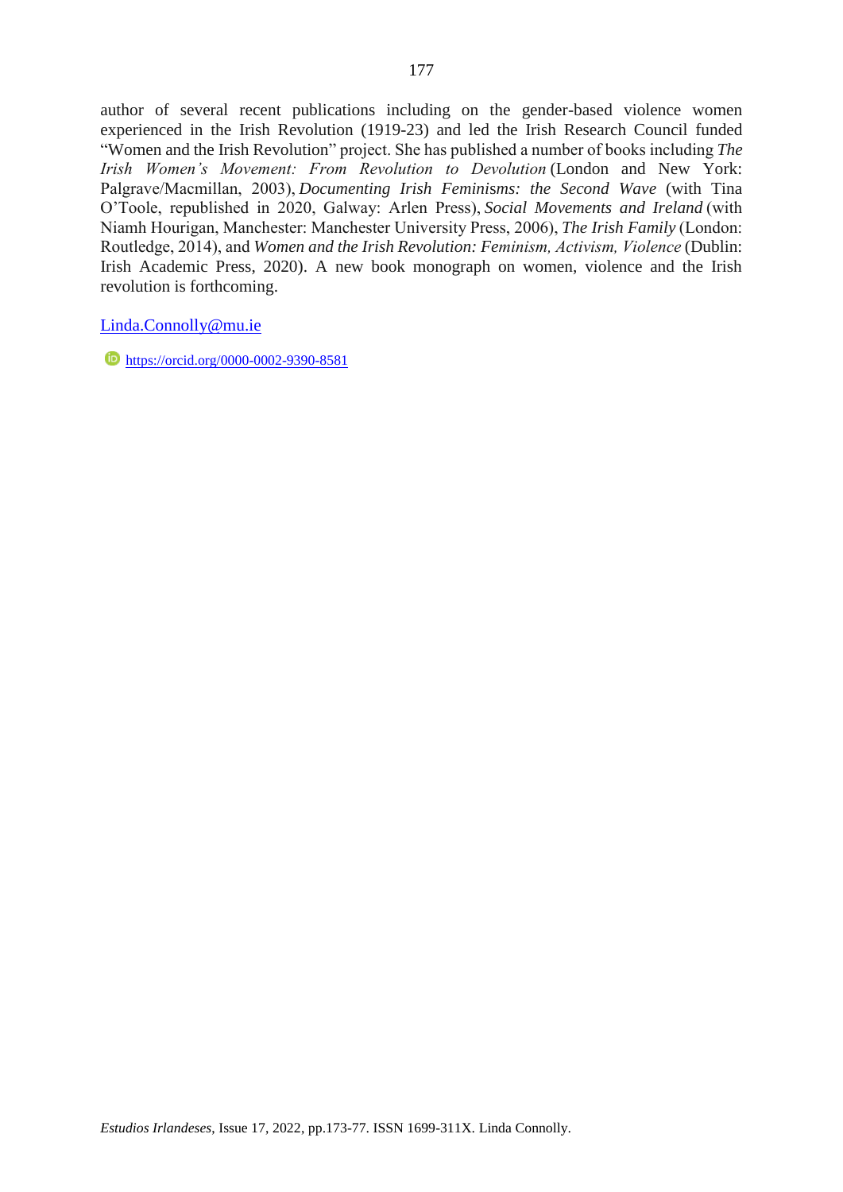author of several recent publications including on the gender-based violence women experienced in the Irish Revolution (1919-23) and led the Irish Research Council funded "Women and the Irish Revolution" project. She has published a number of books including *The Irish Women's Movement: From Revolution to Devolution* (London and New York: Palgrave/Macmillan, 2003), *Documenting Irish Feminisms: the Second Wave* (with Tina O'Toole, republished in 2020, Galway: Arlen Press), *Social Movements and Ireland* (with Niamh Hourigan, Manchester: Manchester University Press, 2006), *The Irish Family* (London: Routledge, 2014), and *Women and the Irish Revolution: Feminism, Activism, Violence* (Dublin: Irish Academic Press, 2020). A new book monograph on women, violence and the Irish revolution is forthcoming.

Linda.Connolly@mu.ie

https://orcid.org/0000-0002-9390-8581